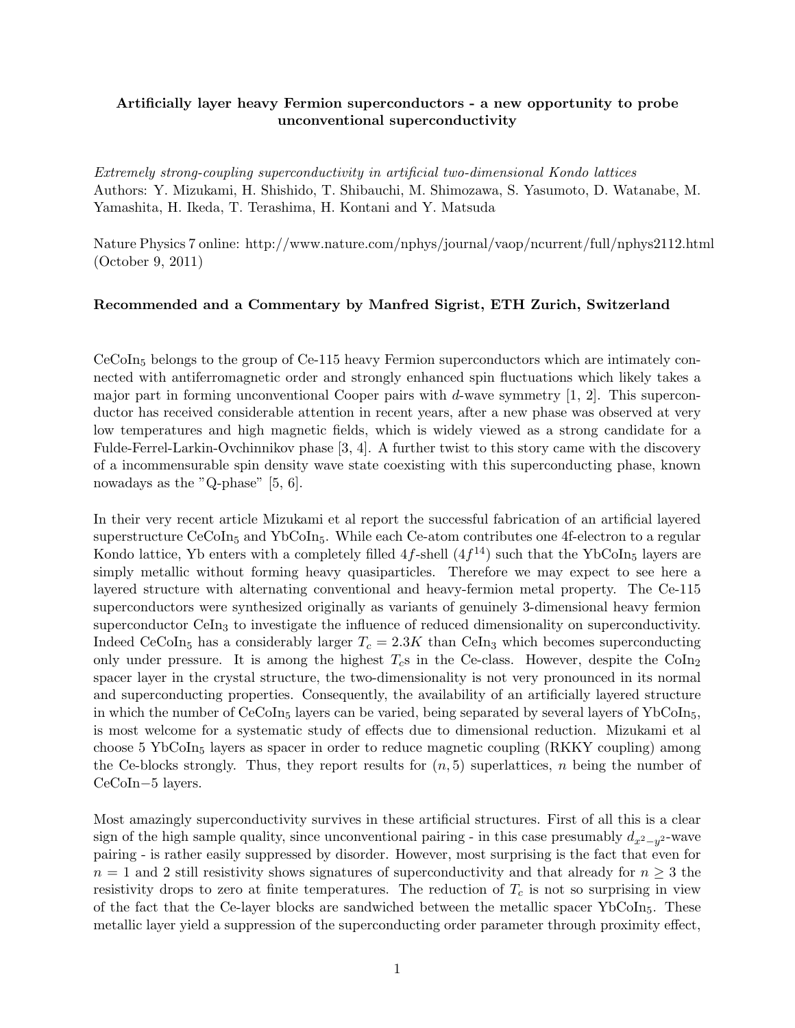## Artificially layer heavy Fermion superconductors - a new opportunity to probe unconventional superconductivity

*Extremely strong-coupling superconductivity in artificial two-dimensional Kondo lattices*
Authors: Y. Mizukami, H. Shishido, T. Shibauchi, M. Shimozawa, S. Yasumoto, D. Watanabe, M. Yamashita, H. Ikeda, T. Terashima, H. Kontani and Y. Matsuda

Nature Physics 7 online: http://www.nature.com/nphys/journal/vaop/ncurrent/full/nphys2112.html (October 9, 2011)

**Recommended and a Commentary by Manfred Sigrist, ETH Zurich, Switzerland**

$CeCoIn_5$ belongs to the group of Ce-115 heavy Fermion superconductors which are intimately connected with antiferromagnetic order and strongly enhanced spin fluctuations which likely takes a major part in forming unconventional Cooper pairs with $d$-wave symmetry [1, 2]. This superconductor has received considerable attention in recent years, after a new phase was observed at very low temperatures and high magnetic fields, which is widely viewed as a strong candidate for a Fulde-Ferrel-Larkin-Ovchinnikov phase [3, 4]. A further twist to this story came with the discovery of a incommensurable spin density wave state coexisting with this superconducting phase, known nowadays as the "Q-phase" [5, 6].

In their very recent article Mizukami et al report the successful fabrication of an artificial layered superstructure $CeCoIn_5$ and $YbCoIn_5$. While each Ce-atom contributes one 4f-electron to a regular Kondo lattice, Yb enters with a completely filled $4f$-shell ($4f^{14}$) such that the $YbCoIn_5$ layers are simply metallic without forming heavy quasiparticles. Therefore we may expect to see here a layered structure with alternating conventional and heavy-fermion metal property. The Ce-115 superconductors were synthesized originally as variants of genuinely 3-dimensional heavy fermion superconductor $CeIn_3$ to investigate the influence of reduced dimensionality on superconductivity. Indeed $CeCoIn_5$ has a considerably larger $T_c = 2.3K$ than $CeIn_3$ which becomes superconducting only under pressure. It is among the highest $T_c$s in the Ce-class. However, despite the $CoIn_2$ spacer layer in the crystal structure, the two-dimensionality is not very pronounced in its normal and superconducting properties. Consequently, the availability of an artificially layered structure in which the number of $CeCoIn_5$ layers can be varied, being separated by several layers of $YbCoIn_5$, is most welcome for a systematic study of effects due to dimensional reduction. Mizukami et al choose 5 $YbCoIn_5$ layers as spacer in order to reduce magnetic coupling (RKKY coupling) among the Ce-blocks strongly. Thus, they report results for $(n, 5)$ superlattices, $n$ being the number of CeCoIn−5 layers.

Most amazingly superconductivity survives in these artificial structures. First of all this is a clear sign of the high sample quality, since unconventional pairing - in this case presumably $d_{x^2-y^2}$-wave pairing - is rather easily suppressed by disorder. However, most surprising is the fact that even for $n = 1$ and 2 still resistivity shows signatures of superconductivity and that already for $n \geq 3$ the resistivity drops to zero at finite temperatures. The reduction of $T_c$ is not so surprising in view of the fact that the Ce-layer blocks are sandwiched between the metallic spacer $YbCoIn_5$. These metallic layer yield a suppression of the superconducting order parameter through proximity effect,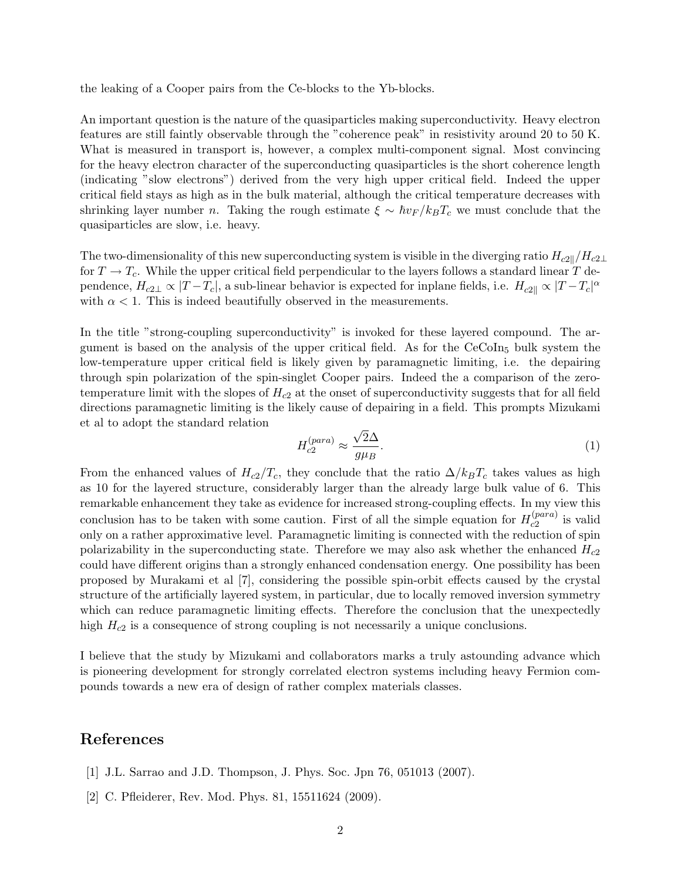the leaking of a Cooper pairs from the Ce-blocks to the Yb-blocks.

An important question is the nature of the quasiparticles making superconductivity. Heavy electron features are still faintly observable through the "coherence peak" in resistivity around 20 to 50 K. What is measured in transport is, however, a complex multi-component signal. Most convincing for the heavy electron character of the superconducting quasiparticles is the short coherence length (indicating "slow electrons") derived from the very high upper critical field. Indeed the upper critical field stays as high as in the bulk material, although the critical temperature decreases with shrinking layer number $n$. Taking the rough estimate $\xi \sim \hbar v_F / k_B T_c$ we must conclude that the quasiparticles are slow, i.e. heavy.

The two-dimensionality of this new superconducting system is visible in the diverging ratio $H_{c2\parallel}/H_{c2\perp}$ for $T \to T_c$. While the upper critical field perpendicular to the layers follows a standard linear $T$ dependence, $H_{c2\perp} \propto |T - T_c|$, a sub-linear behavior is expected for inplane fields, i.e. $H_{c2\parallel} \propto |T - T_c|^{\alpha}$ with $\alpha < 1$. This is indeed beautifully observed in the measurements.

In the title "strong-coupling superconductivity" is invoked for these layered compound. The argument is based on the analysis of the upper critical field. As for the $CeCoIn_5$ bulk system the low-temperature upper critical field is likely given by paramagnetic limiting, i.e. the depairing through spin polarization of the spin-singlet Cooper pairs. Indeed the a comparison of the zero-temperature limit with the slopes of $H_{c2}$ at the onset of superconductivity suggests that for all field directions paramagnetic limiting is the likely cause of depairing in a field. This prompts Mizukami et al to adopt the standard relation

$$H_{c2}^{(para)} \approx \frac{\sqrt{2}\Delta}{g\mu_B}. \tag{1}$$

From the enhanced values of $H_{c2}/T_c$, they conclude that the ratio $\Delta/k_B T_c$ takes values as high as 10 for the layered structure, considerably larger than the already large bulk value of 6. This remarkable enhancement they take as evidence for increased strong-coupling effects. In my view this conclusion has to be taken with some caution. First of all the simple equation for $H_{c2}^{(para)}$ is valid only on a rather approximative level. Paramagnetic limiting is connected with the reduction of spin polarizability in the superconducting state. Therefore we may also ask whether the enhanced $H_{c2}$ could have different origins than a strongly enhanced condensation energy. One possibility has been proposed by Murakami et al [7], considering the possible spin-orbit effects caused by the crystal structure of the artificially layered system, in particular, due to locally removed inversion symmetry which can reduce paramagnetic limiting effects. Therefore the conclusion that the unexpectedly high $H_{c2}$ is a consequence of strong coupling is not necessarily a unique conclusions.

I believe that the study by Mizukami and collaborators marks a truly astounding advance which is pioneering development for strongly correlated electron systems including heavy Fermion compounds towards a new era of design of rather complex materials classes.

## References

[1] J.L. Sarrao and J.D. Thompson, J. Phys. Soc. Jpn 76, 051013 (2007).

[2] C. Pfleiderer, Rev. Mod. Phys. 81, 15511624 (2009).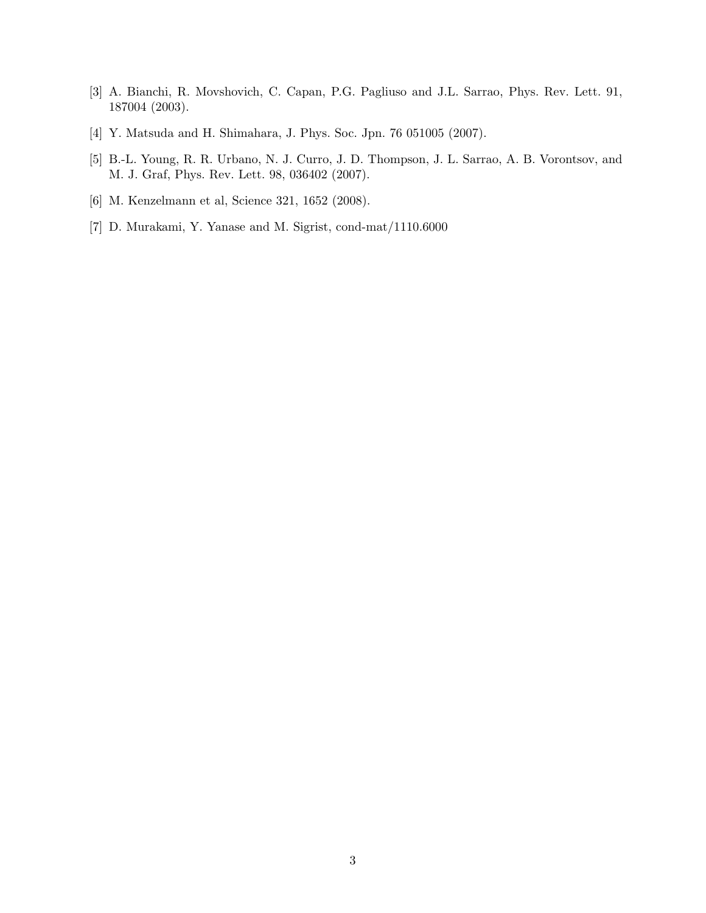[3] A. Bianchi, R. Movshovich, C. Capan, P.G. Pagliuso and J.L. Sarrao, Phys. Rev. Lett. 91, 187004 (2003).

[4] Y. Matsuda and H. Shimahara, J. Phys. Soc. Jpn. 76 051005 (2007).

[5] B.-L. Young, R. R. Urbano, N. J. Curro, J. D. Thompson, J. L. Sarrao, A. B. Vorontsov, and M. J. Graf, Phys. Rev. Lett. 98, 036402 (2007).

[6] M. Kenzelmann et al, Science 321, 1652 (2008).

[7] D. Murakami, Y. Yanase and M. Sigrist, cond-mat/1110.6000